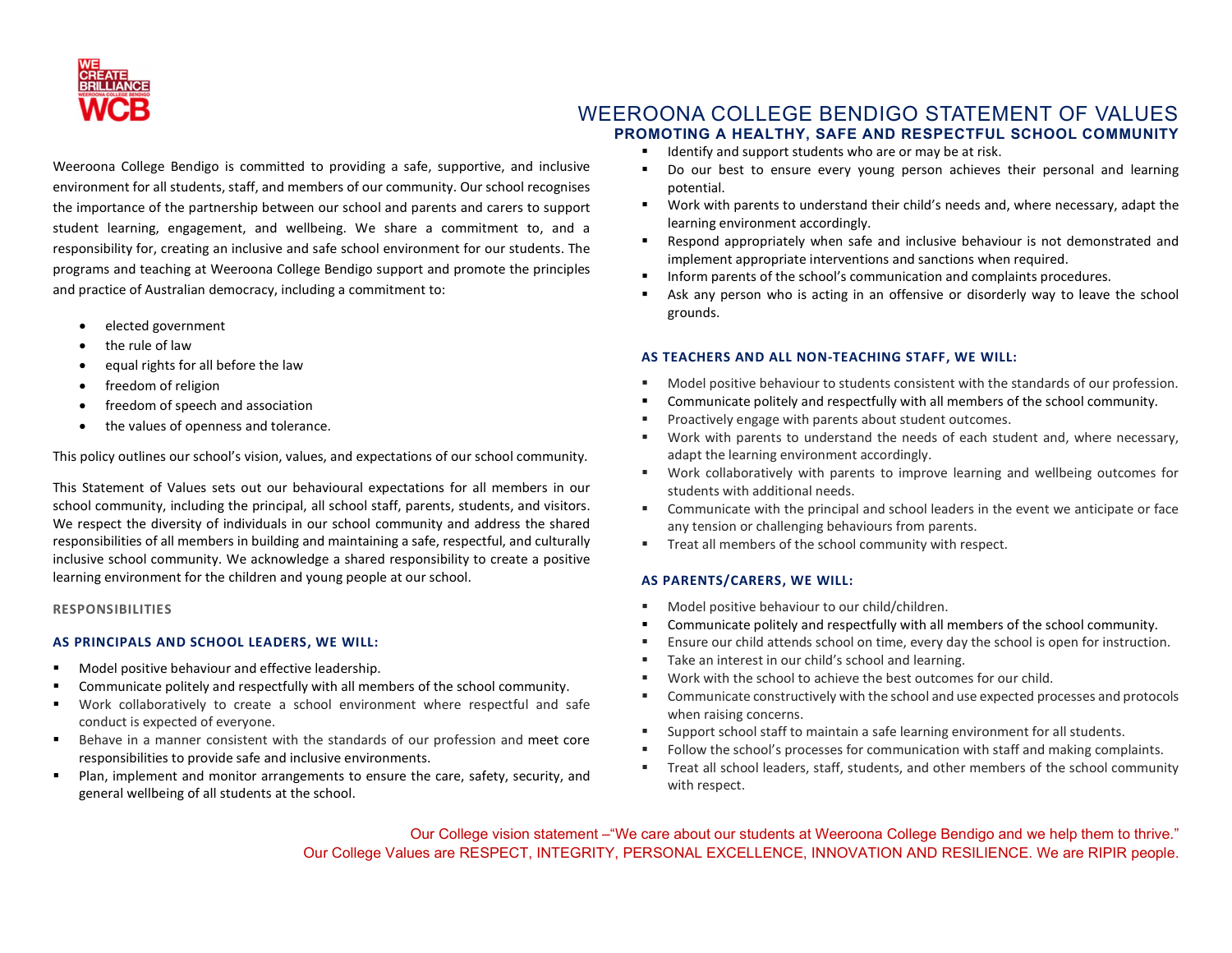# WEEROONA COLLEGE BENDIGO STATEMENT OF VALUES

## PROMOTING A HEALTHY, SAFE AND RESPECTFUL SCHOOL COMMUNITY

Weeroona College Bendigo is committed to providing a safe, supportive, and inclusive environment for all students, staff, and members of our community. Our school recognises the importance of the partnership between our school and parents and carers to support student learning, engagement, and wellbeing. We share a commitment to, and a responsibility for, creating an inclusive and safe school environment for our students. The programs and teaching at Weeroona College Bendigo support and promote the principles and practice of Australian democracy, including a commitment to:

- elected government
- the rule of law
- equal rights for all before the law
- freedom of religion
- freedom of speech and association
- the values of openness and tolerance.

This policy outlines our school's vision, values, and expectations of our school community.

This Statement of Values sets out our behavioural expectations for all members in our school community, including the principal, all school staff, parents, students, and visitors. We respect the diversity of individuals in our school community and address the shared responsibilities of all members in building and maintaining a safe, respectful, and culturally inclusive school community. We acknowledge a shared responsibility to create a positive learning environment for the children and young people at our school.

### RESPONSIBILITIES

### AS PRINCIPALS AND SCHOOL LEADERS, WE WILL:

- Model positive behaviour and effective leadership.
- Communicate politely and respectfully with all members of the school community.
- Work collaboratively to create a school environment where respectful and safe conduct is expected of everyone.
- Behave in a manner consistent with the standards of our profession and meet core responsibilities to provide safe and inclusive environments.
- Plan, implement and monitor arrangements to ensure the care, safety, security, and general wellbeing of all students at the school.
- Identify and support students who are or may be at risk.
- Do our best to ensure every young person achieves their personal and learning potential.
- Work with parents to understand their child's needs and, where necessary, adapt the learning environment accordingly.
- Respond appropriately when safe and inclusive behaviour is not demonstrated and implement appropriate interventions and sanctions when required.
- Inform parents of the school's communication and complaints procedures.
- Ask any person who is acting in an offensive or disorderly way to leave the school grounds.

### AS TEACHERS AND ALL NON-TEACHING STAFF, WE WILL:

- Model positive behaviour to students consistent with the standards of our profession.
- Communicate politely and respectfully with all members of the school community.
- Proactively engage with parents about student outcomes.
- Work with parents to understand the needs of each student and, where necessary, adapt the learning environment accordingly.
- Work collaboratively with parents to improve learning and wellbeing outcomes for students with additional needs.
- Communicate with the principal and school leaders in the event we anticipate or face any tension or challenging behaviours from parents.
- Treat all members of the school community with respect.

### AS PARENTS/CARERS, WE WILL:

- Model positive behaviour to our child/children.
- Communicate politely and respectfully with all members of the school community.
- Ensure our child attends school on time, every day the school is open for instruction.
- Take an interest in our child's school and learning.
- Work with the school to achieve the best outcomes for our child.
- Communicate constructively with the school and use expected processes and protocols when raising concerns.
- Support school staff to maintain a safe learning environment for all students.
- Follow the school's processes for communication with staff and making complaints.
- Treat all school leaders, staff, students, and other members of the school community with respect.

Our College vision statement –"We care about our students at Weeroona College Bendigo and we help them to thrive."
Our College Values are RESPECT, INTEGRITY, PERSONAL EXCELLENCE, INNOVATION AND RESILIENCE. We are RIPIR people.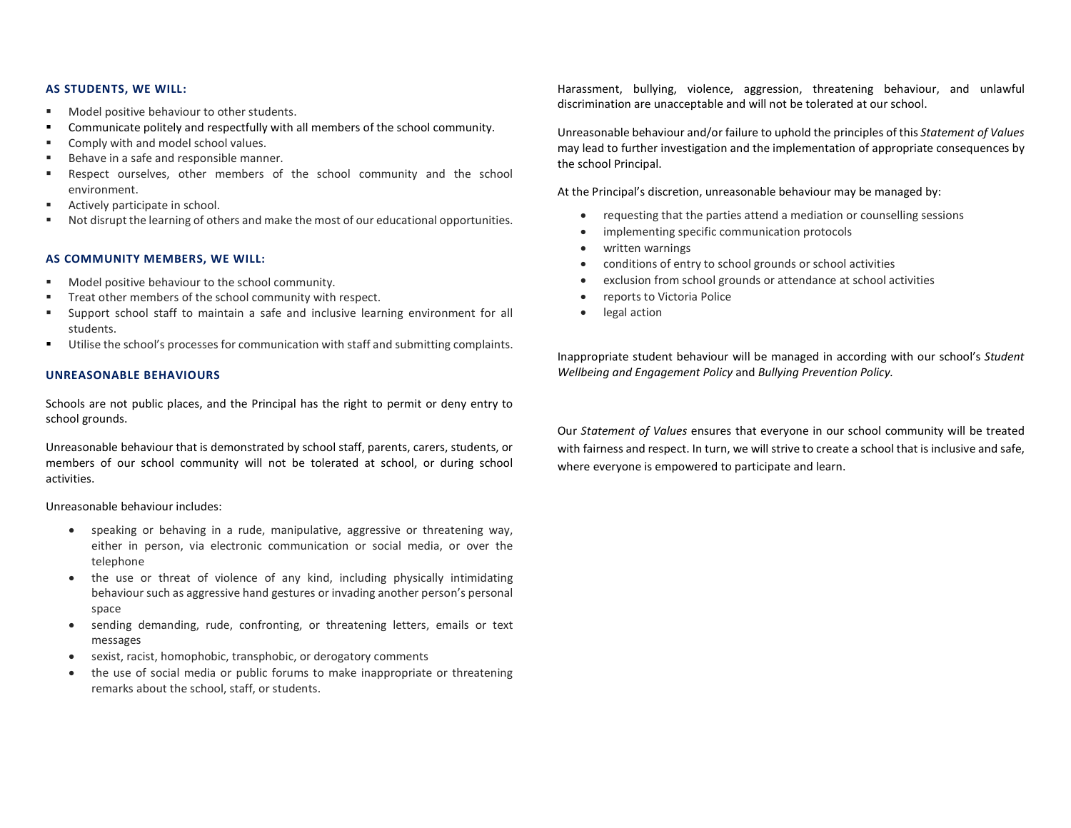### AS STUDENTS, WE WILL:

- Model positive behaviour to other students.
- Communicate politely and respectfully with all members of the school community.
- Comply with and model school values.
- Behave in a safe and responsible manner.
- Respect ourselves, other members of the school community and the school environment.
- Actively participate in school.
- Not disrupt the learning of others and make the most of our educational opportunities.

### AS COMMUNITY MEMBERS, WE WILL:

- Model positive behaviour to the school community.
- Treat other members of the school community with respect.
- Support school staff to maintain a safe and inclusive learning environment for all students.
- Utilise the school's processes for communication with staff and submitting complaints.

### UNREASONABLE BEHAVIOURS

Schools are not public places, and the Principal has the right to permit or deny entry to school grounds.

Unreasonable behaviour that is demonstrated by school staff, parents, carers, students, or members of our school community will not be tolerated at school, or during school activities.

Unreasonable behaviour includes:

- speaking or behaving in a rude, manipulative, aggressive or threatening way, either in person, via electronic communication or social media, or over the telephone
- the use or threat of violence of any kind, including physically intimidating behaviour such as aggressive hand gestures or invading another person's personal space
- sending demanding, rude, confronting, or threatening letters, emails or text messages
- sexist, racist, homophobic, transphobic, or derogatory comments
- the use of social media or public forums to make inappropriate or threatening remarks about the school, staff, or students.

Harassment, bullying, violence, aggression, threatening behaviour, and unlawful discrimination are unacceptable and will not be tolerated at our school.

Unreasonable behaviour and/or failure to uphold the principles of this *Statement of Values* may lead to further investigation and the implementation of appropriate consequences by the school Principal.

At the Principal's discretion, unreasonable behaviour may be managed by:

- requesting that the parties attend a mediation or counselling sessions
- implementing specific communication protocols
- written warnings
- conditions of entry to school grounds or school activities
- exclusion from school grounds or attendance at school activities
- reports to Victoria Police
- legal action

Inappropriate student behaviour will be managed in according with our school's *Student Wellbeing and Engagement Policy* and *Bullying Prevention Policy.*

Our *Statement of Values* ensures that everyone in our school community will be treated with fairness and respect. In turn, we will strive to create a school that is inclusive and safe, where everyone is empowered to participate and learn.